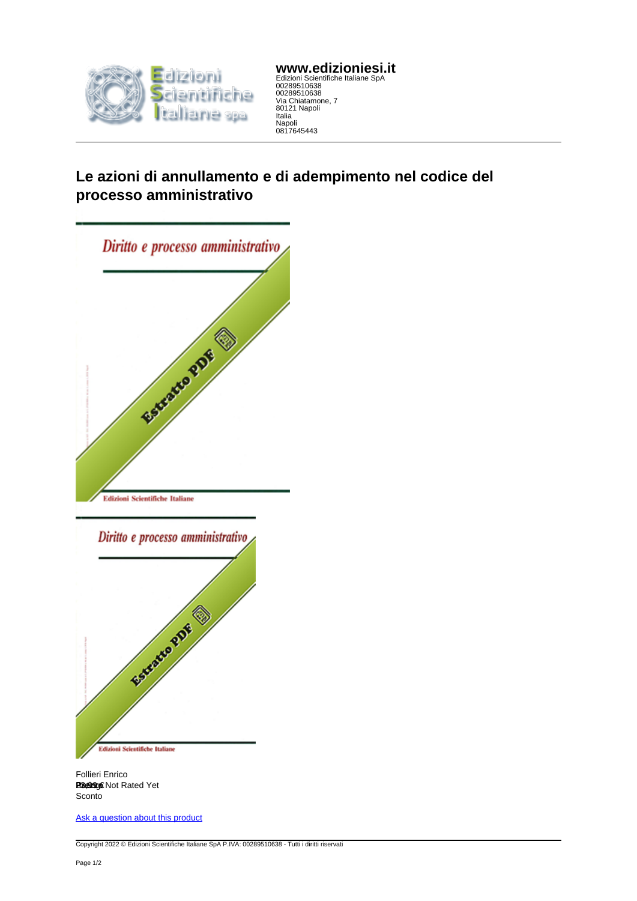**www.edizioniesi.it**
Edizioni Scientifiche Italiane SpA
00289510638
00289510638
Via Chiatamone, 7
80121 Napoli
Italia
Napoli
0817645443

# Le azioni di annullamento e di adempimento nel codice del processo amministrativo

Follieri Enrico
Rating: Not Rated Yet
Sconto

Ask a question about this product

Copyright 2022 © Edizioni Scientifiche Italiane SpA P.IVA: 00289510638 - Tutti i diritti riservati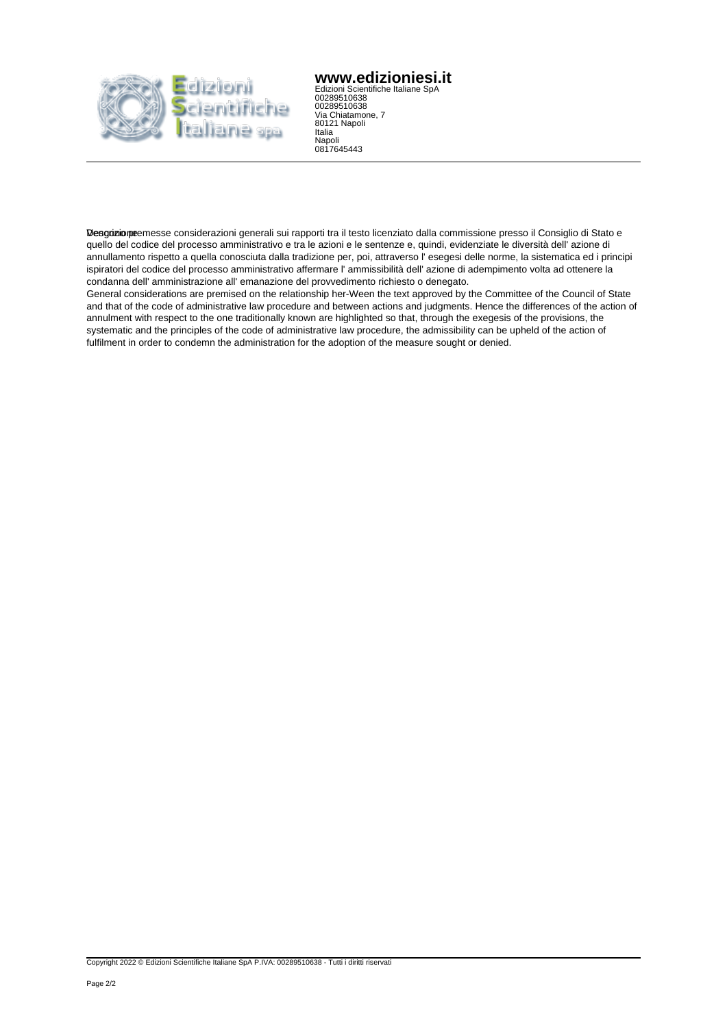Vengono premesse considerazioni generali sui rapporti tra il testo licenziato dalla commissione presso il Consiglio di Stato e quello del codice del processo amministrativo e tra le azioni e le sentenze e, quindi, evidenziate le diversità dell' azione di annullamento rispetto a quella conosciuta dalla tradizione per, poi, attraverso l' esegesi delle norme, la sistematica ed i principi ispiratori del codice del processo amministrativo affermare l' ammissibilità dell' azione di adempimento volta ad ottenere la condanna dell' amministrazione all' emanazione del provvedimento richiesto o denegato.

General considerations are premised on the relationship her-Ween the text approved by the Committee of the Council of State and that of the code of administrative law procedure and between actions and judgments. Hence the differences of the action of annulment with respect to the one traditionally known are highlighted so that, through the exegesis of the provisions, the systematic and the principles of the code of administrative law procedure, the admissibility can be upheld of the action of fulfilment in order to condemn the administration for the adoption of the measure sought or denied.